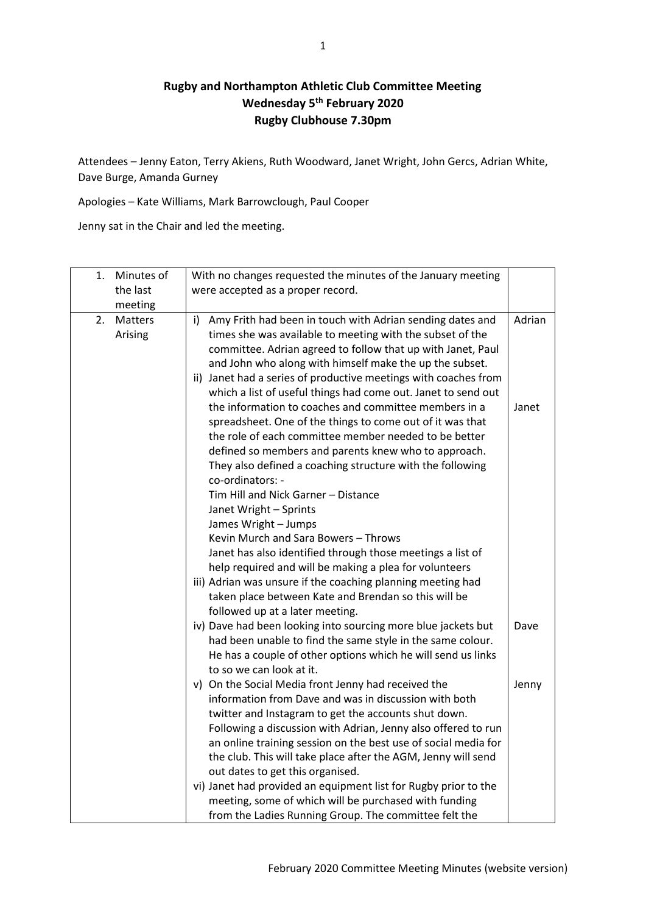**Rugby and Northampton Athletic Club Committee Meeting**
**Wednesday 5th February 2020**
**Rugby Clubhouse 7.30pm**

Attendees – Jenny Eaton, Terry Akiens, Ruth Woodward, Janet Wright, John Gercs, Adrian White, Dave Burge, Amanda Gurney

Apologies – Kate Williams, Mark Barrowclough, Paul Cooper

Jenny sat in the Chair and led the meeting.

| | | |
|---|---|---|
| 1. Minutes of the last meeting | With no changes requested the minutes of the January meeting were accepted as a proper record. | |
| 2. Matters Arising | i) Amy Frith had been in touch with Adrian sending dates and times she was available to meeting with the subset of the committee. Adrian agreed to follow that up with Janet, Paul and John who along with himself make the up the subset. | Adrian |
| | ii) Janet had a series of productive meetings with coaches from which a list of useful things had come out. Janet to send out the information to coaches and committee members in a spreadsheet. One of the things to come out of it was that the role of each committee member needed to be better defined so members and parents knew who to approach. They also defined a coaching structure with the following co-ordinators: -<br>Tim Hill and Nick Garner – Distance<br>Janet Wright – Sprints<br>James Wright – Jumps<br>Kevin Murch and Sara Bowers – Throws<br>Janet has also identified through those meetings a list of help required and will be making a plea for volunteers | Janet |
| | iii) Adrian was unsure if the coaching planning meeting had taken place between Kate and Brendan so this will be followed up at a later meeting. | |
| | iv) Dave had been looking into sourcing more blue jackets but had been unable to find the same style in the same colour. He has a couple of other options which he will send us links to so we can look at it. | Dave |
| | v) On the Social Media front Jenny had received the information from Dave and was in discussion with both twitter and Instagram to get the accounts shut down. Following a discussion with Adrian, Jenny also offered to run an online training session on the best use of social media for the club. This will take place after the AGM, Jenny will send out dates to get this organised. | Jenny |
| | vi) Janet had provided an equipment list for Rugby prior to the meeting, some of which will be purchased with funding from the Ladies Running Group. The committee felt the | |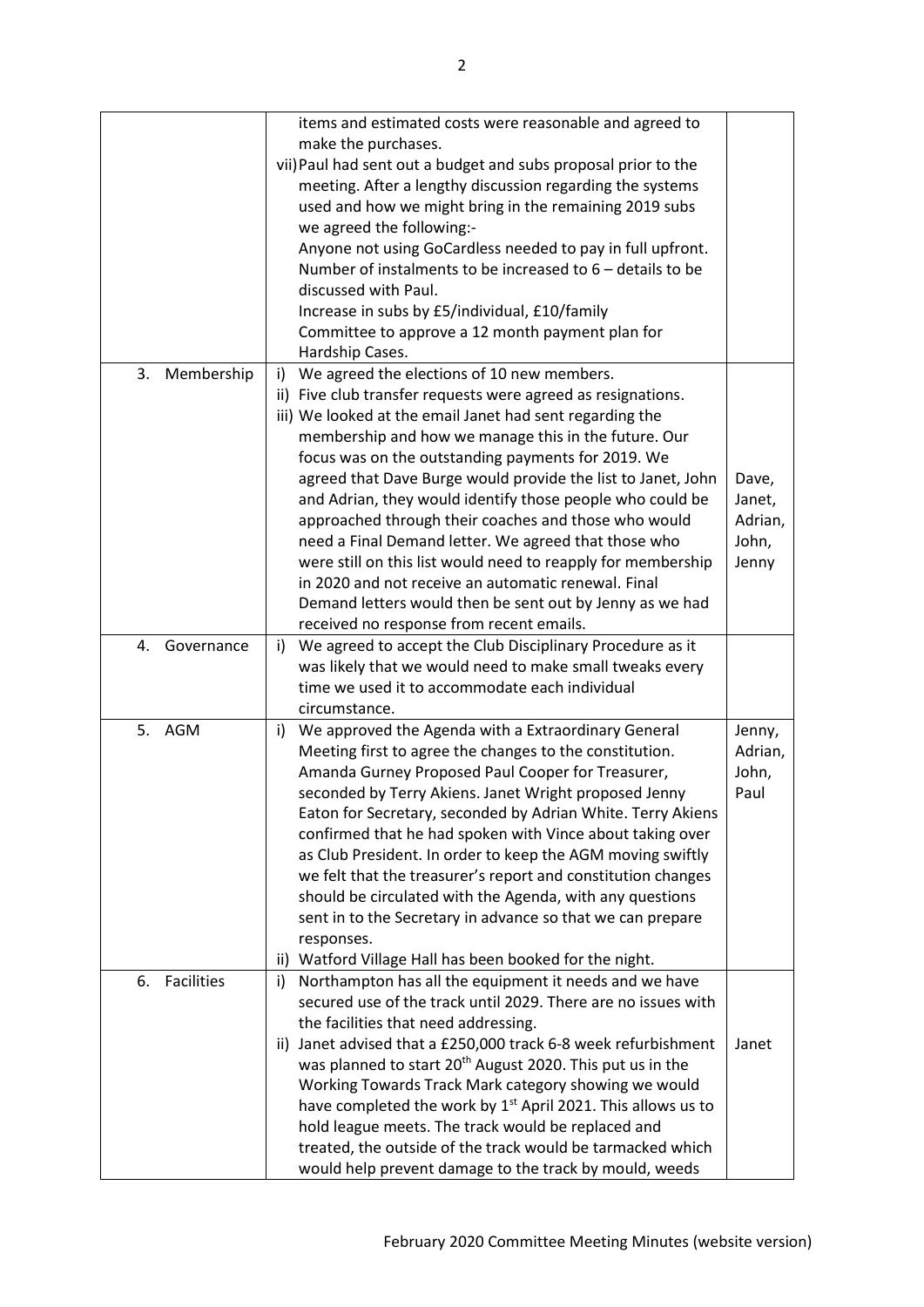| | | |
|---|---|---|
| | items and estimated costs were reasonable and agreed to make the purchases.<br>vii) Paul had sent out a budget and subs proposal prior to the meeting. After a lengthy discussion regarding the systems used and how we might bring in the remaining 2019 subs we agreed the following:-<br>Anyone not using GoCardless needed to pay in full upfront.<br>Number of instalments to be increased to 6 – details to be discussed with Paul.<br>Increase in subs by £5/individual, £10/family<br>Committee to approve a 12 month payment plan for Hardship Cases. | |
| 3. Membership | i) We agreed the elections of 10 new members.<br>ii) Five club transfer requests were agreed as resignations.<br>iii) We looked at the email Janet had sent regarding the membership and how we manage this in the future. Our focus was on the outstanding payments for 2019. We agreed that Dave Burge would provide the list to Janet, John and Adrian, they would identify those people who could be approached through their coaches and those who would need a Final Demand letter. We agreed that those who were still on this list would need to reapply for membership in 2020 and not receive an automatic renewal. Final Demand letters would then be sent out by Jenny as we had received no response from recent emails. | Dave, Janet, Adrian, John, Jenny |
| 4. Governance | i) We agreed to accept the Club Disciplinary Procedure as it was likely that we would need to make small tweaks every time we used it to accommodate each individual circumstance. | |
| 5. AGM | i) We approved the Agenda with a Extraordinary General Meeting first to agree the changes to the constitution. Amanda Gurney Proposed Paul Cooper for Treasurer, seconded by Terry Akiens. Janet Wright proposed Jenny Eaton for Secretary, seconded by Adrian White. Terry Akiens confirmed that he had spoken with Vince about taking over as Club President. In order to keep the AGM moving swiftly we felt that the treasurer's report and constitution changes should be circulated with the Agenda, with any questions sent in to the Secretary in advance so that we can prepare responses.<br>ii) Watford Village Hall has been booked for the night. | Jenny, Adrian, John, Paul |
| 6. Facilities | i) Northampton has all the equipment it needs and we have secured use of the track until 2029. There are no issues with the facilities that need addressing.<br>ii) Janet advised that a £250,000 track 6-8 week refurbishment was planned to start 20th August 2020. This put us in the Working Towards Track Mark category showing we would have completed the work by 1st April 2021. This allows us to hold league meets. The track would be replaced and treated, the outside of the track would be tarmacked which would help prevent damage to the track by mould, weeds | Janet |

February 2020 Committee Meeting Minutes (website version)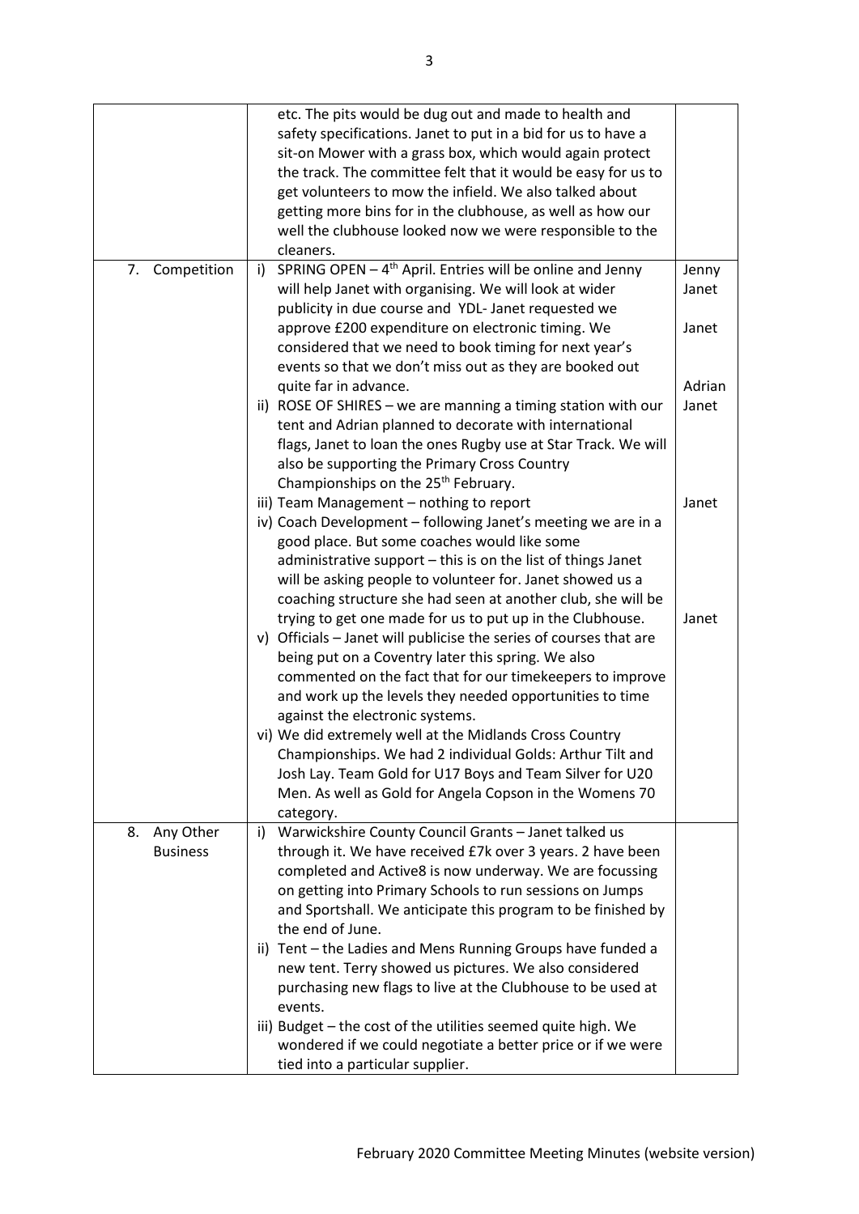| | | |
|---|---|---|
| | etc. The pits would be dug out and made to health and safety specifications. Janet to put in a bid for us to have a sit-on Mower with a grass box, which would again protect the track. The committee felt that it would be easy for us to get volunteers to mow the infield. We also talked about getting more bins for in the clubhouse, as well as how our well the clubhouse looked now we were responsible to the cleaners. | |
| 7. Competition | i) SPRING OPEN – 4th April. Entries will be online and Jenny will help Janet with organising. We will look at wider publicity in due course and YDL- Janet requested we approve £200 expenditure on electronic timing. We considered that we need to book timing for next year's events so that we don't miss out as they are booked out quite far in advance.<br>ii) ROSE OF SHIRES – we are manning a timing station with our tent and Adrian planned to decorate with international flags, Janet to loan the ones Rugby use at Star Track. We will also be supporting the Primary Cross Country Championships on the 25th February.<br>iii) Team Management – nothing to report<br>iv) Coach Development – following Janet's meeting we are in a good place. But some coaches would like some administrative support – this is on the list of things Janet will be asking people to volunteer for. Janet showed us a coaching structure she had seen at another club, she will be trying to get one made for us to put up in the Clubhouse.<br>v) Officials – Janet will publicise the series of courses that are being put on a Coventry later this spring. We also commented on the fact that for our timekeepers to improve and work up the levels they needed opportunities to time against the electronic systems.<br>vi) We did extremely well at the Midlands Cross Country Championships. We had 2 individual Golds: Arthur Tilt and Josh Lay. Team Gold for U17 Boys and Team Silver for U20 Men. As well as Gold for Angela Copson in the Womens 70 category. | Jenny<br>Janet<br><br>Janet<br><br><br>Adrian<br>Janet<br><br><br><br>Janet<br><br><br><br><br><br>Janet |
| 8. Any Other Business | i) Warwickshire County Council Grants – Janet talked us through it. We have received £7k over 3 years. 2 have been completed and Active8 is now underway. We are focussing on getting into Primary Schools to run sessions on Jumps and Sportshall. We anticipate this program to be finished by the end of June.<br>ii) Tent – the Ladies and Mens Running Groups have funded a new tent. Terry showed us pictures. We also considered purchasing new flags to live at the Clubhouse to be used at events.<br>iii) Budget – the cost of the utilities seemed quite high. We wondered if we could negotiate a better price or if we were tied into a particular supplier. | |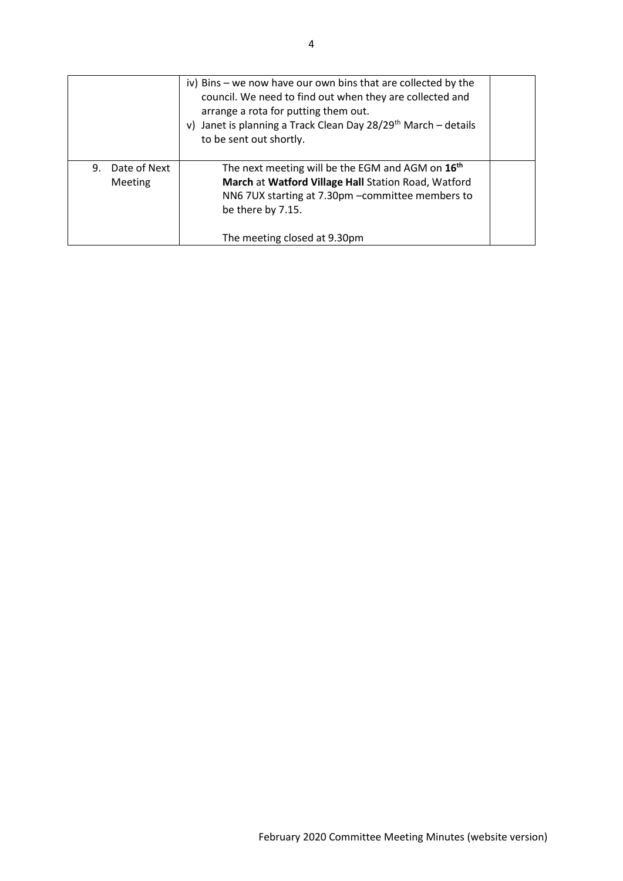| | | |
|---|---|---|
| | iv) Bins – we now have our own bins that are collected by the council. We need to find out when they are collected and arrange a rota for putting them out.<br>v) Janet is planning a Track Clean Day 28/29th March – details to be sent out shortly. | |
| 9. Date of Next Meeting | The next meeting will be the EGM and AGM on **16th March** at **Watford Village Hall** Station Road, Watford NN6 7UX starting at 7.30pm –committee members to be there by 7.15.<br><br>The meeting closed at 9.30pm | |